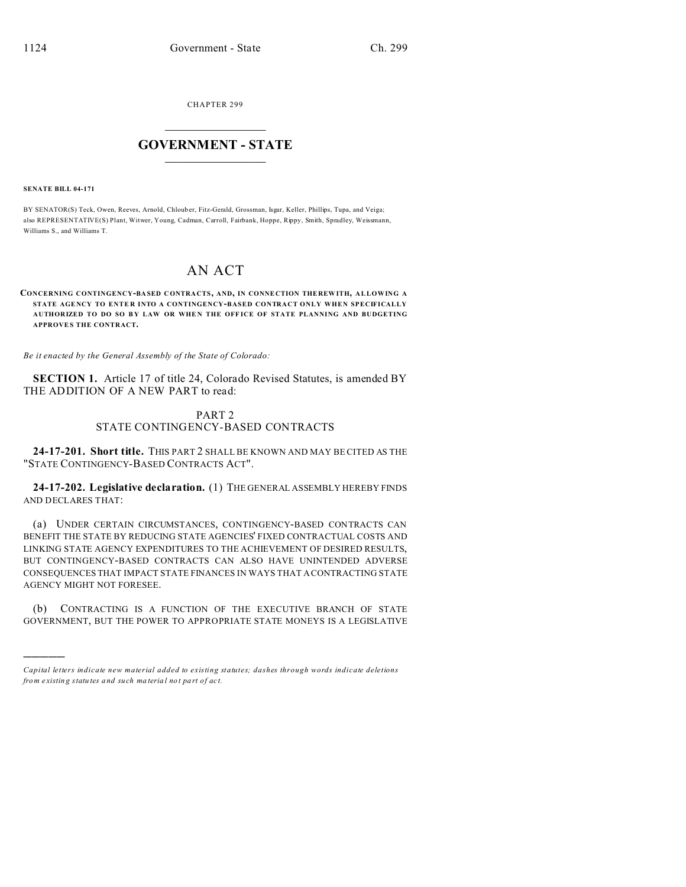CHAPTER 299

# GOVERNMENT - STATE

**SENATE BILL 04-171**

BY SENATOR(S) Teck, Owen, Reeves, Arnold, Chlouber, Fitz-Gerald, Grossman, Isgar, Keller, Phillips, Tupa, and Veiga; also REPRESENTATIVE(S) Plant, Witwer, Young, Cadman, Carroll, Fairbank, Hoppe, Rippy, Smith, Spradley, Weissmann, Williams S., and Williams T.

# AN ACT

**CONCERNING CONTINGENCY-BASED CONTRACTS, AND, IN CONNECTION THEREWITH, ALLOWING A STATE AGENCY TO ENTER INTO A CONTINGENCY-BASED CONTRACT ONLY WHEN SPECIFICALLY AUTHORIZED TO DO SO BY LAW OR WHEN THE OFFICE OF STATE PLANNING AND BUDGETING APPROVES THE CONTRACT.**

*Be it enacted by the General Assembly of the State of Colorado:*

**SECTION 1.** Article 17 of title 24, Colorado Revised Statutes, is amended BY THE ADDITION OF A NEW PART to read:

PART 2
STATE CONTINGENCY-BASED CONTRACTS

**24-17-201. Short title.** THIS PART 2 SHALL BE KNOWN AND MAY BE CITED AS THE "STATE CONTINGENCY-BASED CONTRACTS ACT".

**24-17-202. Legislative declaration.** (1) THE GENERAL ASSEMBLY HEREBY FINDS AND DECLARES THAT:

(a) UNDER CERTAIN CIRCUMSTANCES, CONTINGENCY-BASED CONTRACTS CAN BENEFIT THE STATE BY REDUCING STATE AGENCIES' FIXED CONTRACTUAL COSTS AND LINKING STATE AGENCY EXPENDITURES TO THE ACHIEVEMENT OF DESIRED RESULTS, BUT CONTINGENCY-BASED CONTRACTS CAN ALSO HAVE UNINTENDED ADVERSE CONSEQUENCES THAT IMPACT STATE FINANCES IN WAYS THAT A CONTRACTING STATE AGENCY MIGHT NOT FORESEE.

(b) CONTRACTING IS A FUNCTION OF THE EXECUTIVE BRANCH OF STATE GOVERNMENT, BUT THE POWER TO APPROPRIATE STATE MONEYS IS A LEGISLATIVE

————

*Capital letters indicate new material added to existing statutes; dashes through words indicate deletions from existing statutes and such material not part of act.*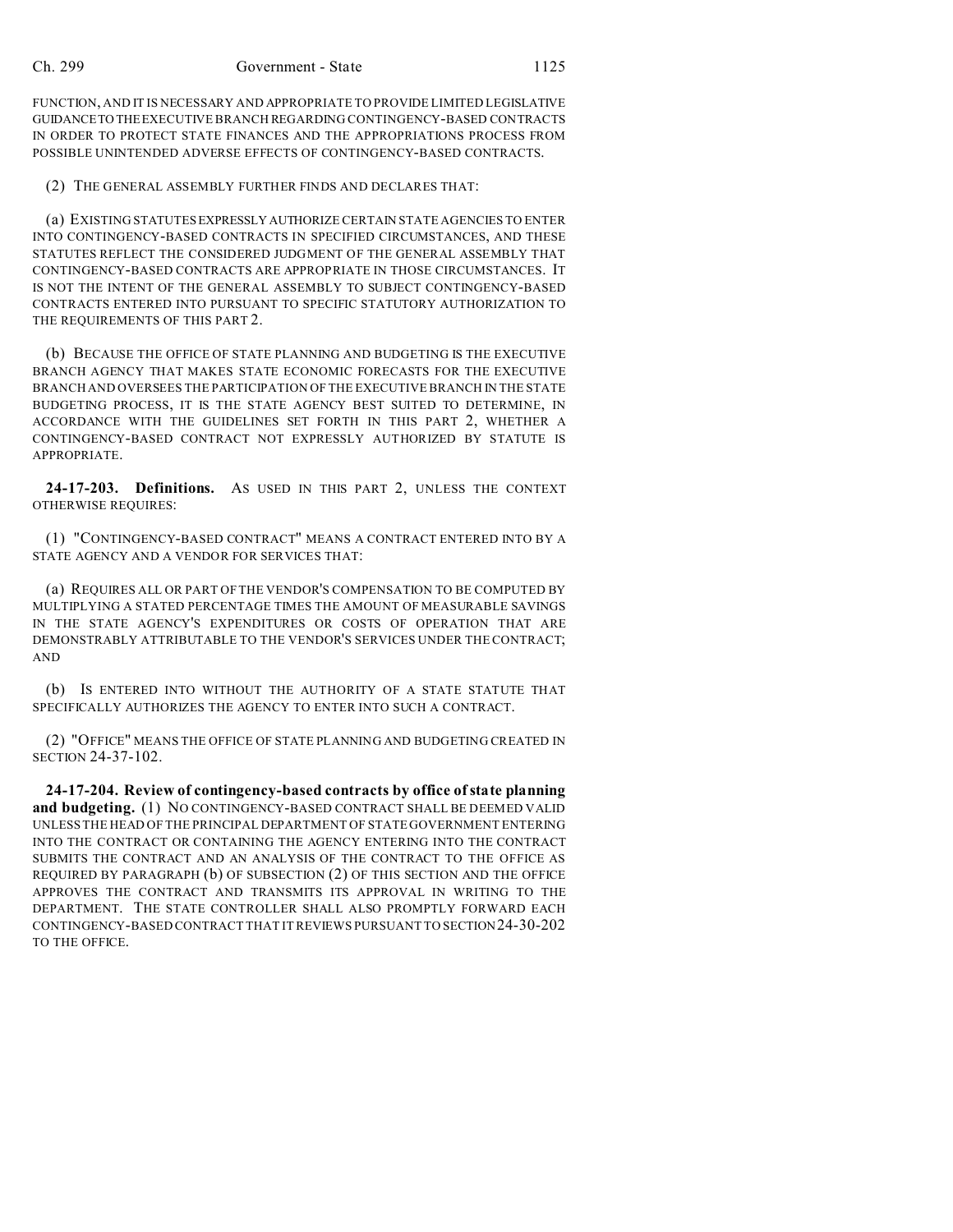FUNCTION, AND IT IS NECESSARY AND APPROPRIATE TO PROVIDE LIMITED LEGISLATIVE GUIDANCE TO THE EXECUTIVE BRANCH REGARDING CONTINGENCY-BASED CONTRACTS IN ORDER TO PROTECT STATE FINANCES AND THE APPROPRIATIONS PROCESS FROM POSSIBLE UNINTENDED ADVERSE EFFECTS OF CONTINGENCY-BASED CONTRACTS.

(2) THE GENERAL ASSEMBLY FURTHER FINDS AND DECLARES THAT:

(a) EXISTING STATUTES EXPRESSLY AUTHORIZE CERTAIN STATE AGENCIES TO ENTER INTO CONTINGENCY-BASED CONTRACTS IN SPECIFIED CIRCUMSTANCES, AND THESE STATUTES REFLECT THE CONSIDERED JUDGMENT OF THE GENERAL ASSEMBLY THAT CONTINGENCY-BASED CONTRACTS ARE APPROPRIATE IN THOSE CIRCUMSTANCES. IT IS NOT THE INTENT OF THE GENERAL ASSEMBLY TO SUBJECT CONTINGENCY-BASED CONTRACTS ENTERED INTO PURSUANT TO SPECIFIC STATUTORY AUTHORIZATION TO THE REQUIREMENTS OF THIS PART 2.

(b) BECAUSE THE OFFICE OF STATE PLANNING AND BUDGETING IS THE EXECUTIVE BRANCH AGENCY THAT MAKES STATE ECONOMIC FORECASTS FOR THE EXECUTIVE BRANCH AND OVERSEES THE PARTICIPATION OF THE EXECUTIVE BRANCH IN THE STATE BUDGETING PROCESS, IT IS THE STATE AGENCY BEST SUITED TO DETERMINE, IN ACCORDANCE WITH THE GUIDELINES SET FORTH IN THIS PART 2, WHETHER A CONTINGENCY-BASED CONTRACT NOT EXPRESSLY AUTHORIZED BY STATUTE IS APPROPRIATE.

**24-17-203. Definitions.** AS USED IN THIS PART 2, UNLESS THE CONTEXT OTHERWISE REQUIRES:

(1) "CONTINGENCY-BASED CONTRACT" MEANS A CONTRACT ENTERED INTO BY A STATE AGENCY AND A VENDOR FOR SERVICES THAT:

(a) REQUIRES ALL OR PART OF THE VENDOR'S COMPENSATION TO BE COMPUTED BY MULTIPLYING A STATED PERCENTAGE TIMES THE AMOUNT OF MEASURABLE SAVINGS IN THE STATE AGENCY'S EXPENDITURES OR COSTS OF OPERATION THAT ARE DEMONSTRABLY ATTRIBUTABLE TO THE VENDOR'S SERVICES UNDER THE CONTRACT; AND

(b) IS ENTERED INTO WITHOUT THE AUTHORITY OF A STATE STATUTE THAT SPECIFICALLY AUTHORIZES THE AGENCY TO ENTER INTO SUCH A CONTRACT.

(2) "OFFICE" MEANS THE OFFICE OF STATE PLANNING AND BUDGETING CREATED IN SECTION 24-37-102.

**24-17-204. Review of contingency-based contracts by office of state planning and budgeting.** (1) NO CONTINGENCY-BASED CONTRACT SHALL BE DEEMED VALID UNLESS THE HEAD OF THE PRINCIPAL DEPARTMENT OF STATE GOVERNMENT ENTERING INTO THE CONTRACT OR CONTAINING THE AGENCY ENTERING INTO THE CONTRACT SUBMITS THE CONTRACT AND AN ANALYSIS OF THE CONTRACT TO THE OFFICE AS REQUIRED BY PARAGRAPH (b) OF SUBSECTION (2) OF THIS SECTION AND THE OFFICE APPROVES THE CONTRACT AND TRANSMITS ITS APPROVAL IN WRITING TO THE DEPARTMENT. THE STATE CONTROLLER SHALL ALSO PROMPTLY FORWARD EACH CONTINGENCY-BASED CONTRACT THAT IT REVIEWS PURSUANT TO SECTION 24-30-202 TO THE OFFICE.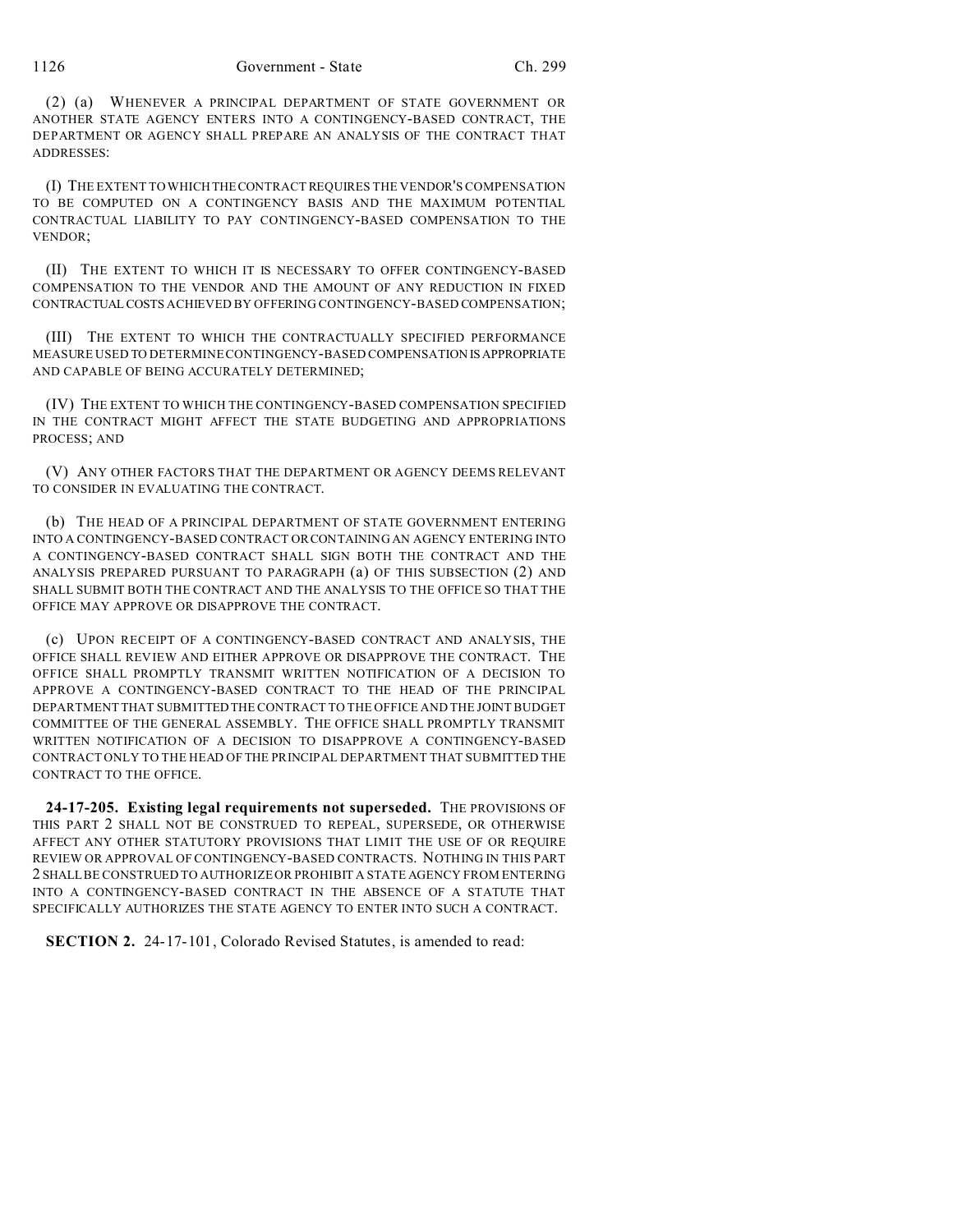(2) (a) WHENEVER A PRINCIPAL DEPARTMENT OF STATE GOVERNMENT OR ANOTHER STATE AGENCY ENTERS INTO A CONTINGENCY-BASED CONTRACT, THE DEPARTMENT OR AGENCY SHALL PREPARE AN ANALYSIS OF THE CONTRACT THAT ADDRESSES:

(I) THE EXTENT TO WHICH THE CONTRACT REQUIRES THE VENDOR'S COMPENSATION TO BE COMPUTED ON A CONTINGENCY BASIS AND THE MAXIMUM POTENTIAL CONTRACTUAL LIABILITY TO PAY CONTINGENCY-BASED COMPENSATION TO THE VENDOR;

(II) THE EXTENT TO WHICH IT IS NECESSARY TO OFFER CONTINGENCY-BASED COMPENSATION TO THE VENDOR AND THE AMOUNT OF ANY REDUCTION IN FIXED CONTRACTUAL COSTS ACHIEVED BY OFFERING CONTINGENCY-BASED COMPENSATION;

(III) THE EXTENT TO WHICH THE CONTRACTUALLY SPECIFIED PERFORMANCE MEASURE USED TO DETERMINE CONTINGENCY-BASED COMPENSATION IS APPROPRIATE AND CAPABLE OF BEING ACCURATELY DETERMINED;

(IV) THE EXTENT TO WHICH THE CONTINGENCY-BASED COMPENSATION SPECIFIED IN THE CONTRACT MIGHT AFFECT THE STATE BUDGETING AND APPROPRIATIONS PROCESS; AND

(V) ANY OTHER FACTORS THAT THE DEPARTMENT OR AGENCY DEEMS RELEVANT TO CONSIDER IN EVALUATING THE CONTRACT.

(b) THE HEAD OF A PRINCIPAL DEPARTMENT OF STATE GOVERNMENT ENTERING INTO A CONTINGENCY-BASED CONTRACT OR CONTAINING AN AGENCY ENTERING INTO A CONTINGENCY-BASED CONTRACT SHALL SIGN BOTH THE CONTRACT AND THE ANALYSIS PREPARED PURSUANT TO PARAGRAPH (a) OF THIS SUBSECTION (2) AND SHALL SUBMIT BOTH THE CONTRACT AND THE ANALYSIS TO THE OFFICE SO THAT THE OFFICE MAY APPROVE OR DISAPPROVE THE CONTRACT.

(c) UPON RECEIPT OF A CONTINGENCY-BASED CONTRACT AND ANALYSIS, THE OFFICE SHALL REVIEW AND EITHER APPROVE OR DISAPPROVE THE CONTRACT. THE OFFICE SHALL PROMPTLY TRANSMIT WRITTEN NOTIFICATION OF A DECISION TO APPROVE A CONTINGENCY-BASED CONTRACT TO THE HEAD OF THE PRINCIPAL DEPARTMENT THAT SUBMITTED THE CONTRACT TO THE OFFICE AND THE JOINT BUDGET COMMITTEE OF THE GENERAL ASSEMBLY. THE OFFICE SHALL PROMPTLY TRANSMIT WRITTEN NOTIFICATION OF A DECISION TO DISAPPROVE A CONTINGENCY-BASED CONTRACT ONLY TO THE HEAD OF THE PRINCIPAL DEPARTMENT THAT SUBMITTED THE CONTRACT TO THE OFFICE.

**24-17-205. Existing legal requirements not superseded.** THE PROVISIONS OF THIS PART 2 SHALL NOT BE CONSTRUED TO REPEAL, SUPERSEDE, OR OTHERWISE AFFECT ANY OTHER STATUTORY PROVISIONS THAT LIMIT THE USE OF OR REQUIRE REVIEW OR APPROVAL OF CONTINGENCY-BASED CONTRACTS. NOTHING IN THIS PART 2 SHALL BE CONSTRUED TO AUTHORIZE OR PROHIBIT A STATE AGENCY FROM ENTERING INTO A CONTINGENCY-BASED CONTRACT IN THE ABSENCE OF A STATUTE THAT SPECIFICALLY AUTHORIZES THE STATE AGENCY TO ENTER INTO SUCH A CONTRACT.

**SECTION 2.** 24-17-101, Colorado Revised Statutes, is amended to read: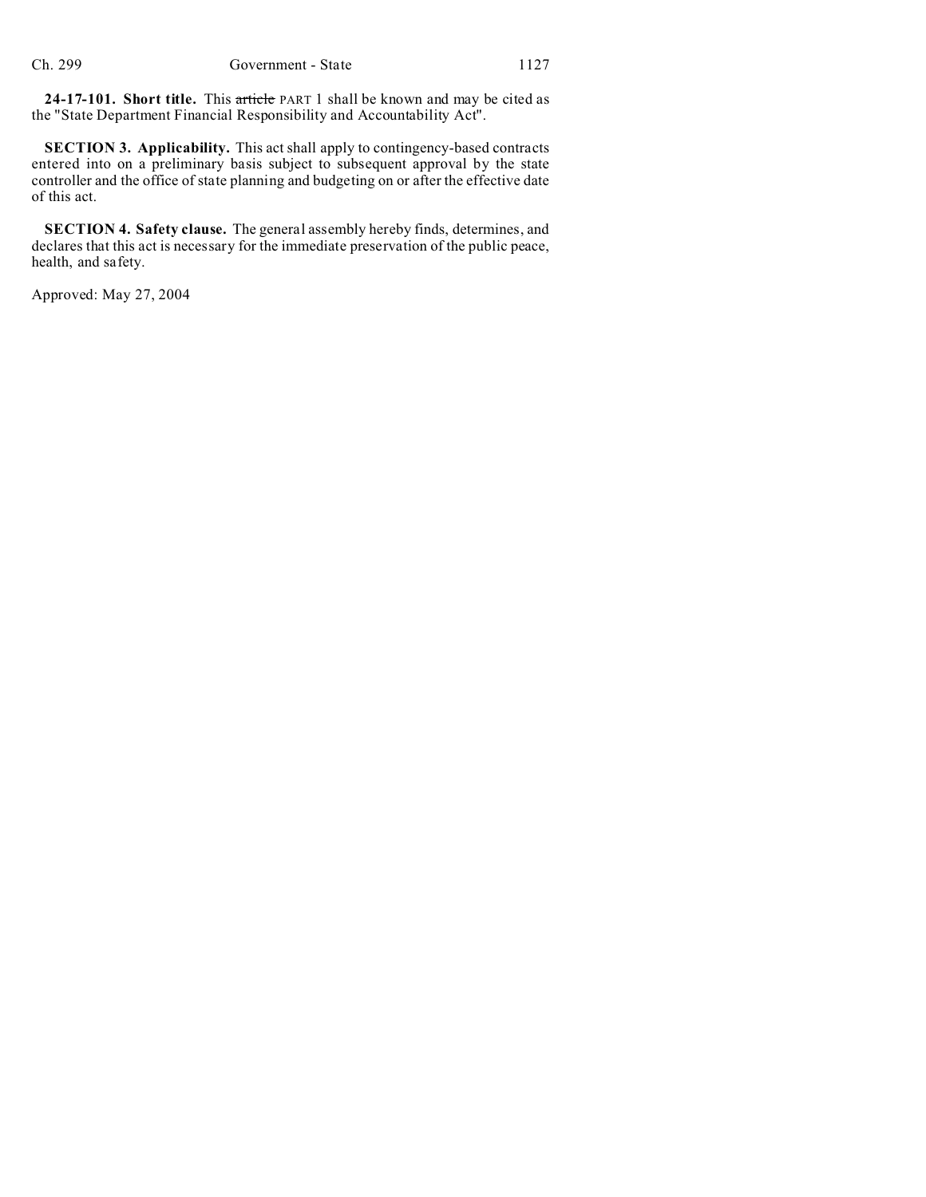**24-17-101. Short title.** This ~~article~~ PART 1 shall be known and may be cited as the "State Department Financial Responsibility and Accountability Act".

**SECTION 3. Applicability.** This act shall apply to contingency-based contracts entered into on a preliminary basis subject to subsequent approval by the state controller and the office of state planning and budgeting on or after the effective date of this act.

**SECTION 4. Safety clause.** The general assembly hereby finds, determines, and declares that this act is necessary for the immediate preservation of the public peace, health, and safety.

Approved: May 27, 2004